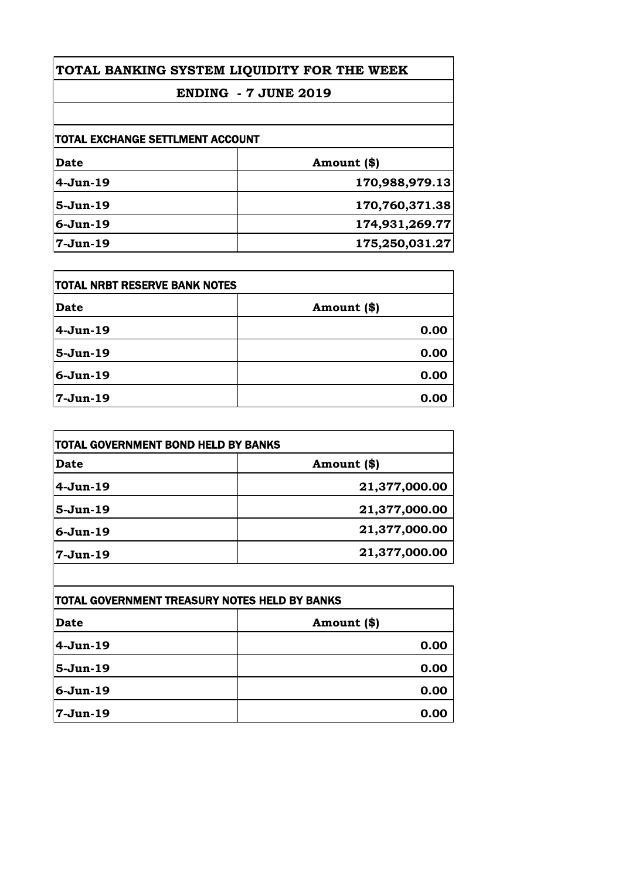# TOTAL BANKING SYSTEM LIQUIDITY FOR THE WEEK

## ENDING - 7 JUNE 2019

### TOTAL EXCHANGE SETTLMENT ACCOUNT

| Date | Amount ($) |
|---|---|
| 4-Jun-19 | 170,988,979.13 |
| 5-Jun-19 | 170,760,371.38 |
| 6-Jun-19 | 174,931,269.77 |
| 7-Jun-19 | 175,250,031.27 |

### TOTAL NRBT RESERVE BANK NOTES

| Date | Amount ($) |
|---|---|
| 4-Jun-19 | 0.00 |
| 5-Jun-19 | 0.00 |
| 6-Jun-19 | 0.00 |
| 7-Jun-19 | 0.00 |

### TOTAL GOVERNMENT BOND HELD BY BANKS

| Date | Amount ($) |
|---|---|
| 4-Jun-19 | 21,377,000.00 |
| 5-Jun-19 | 21,377,000.00 |
| 6-Jun-19 | 21,377,000.00 |
| 7-Jun-19 | 21,377,000.00 |

### TOTAL GOVERNMENT TREASURY NOTES HELD BY BANKS

| Date | Amount ($) |
|---|---|
| 4-Jun-19 | 0.00 |
| 5-Jun-19 | 0.00 |
| 6-Jun-19 | 0.00 |
| 7-Jun-19 | 0.00 |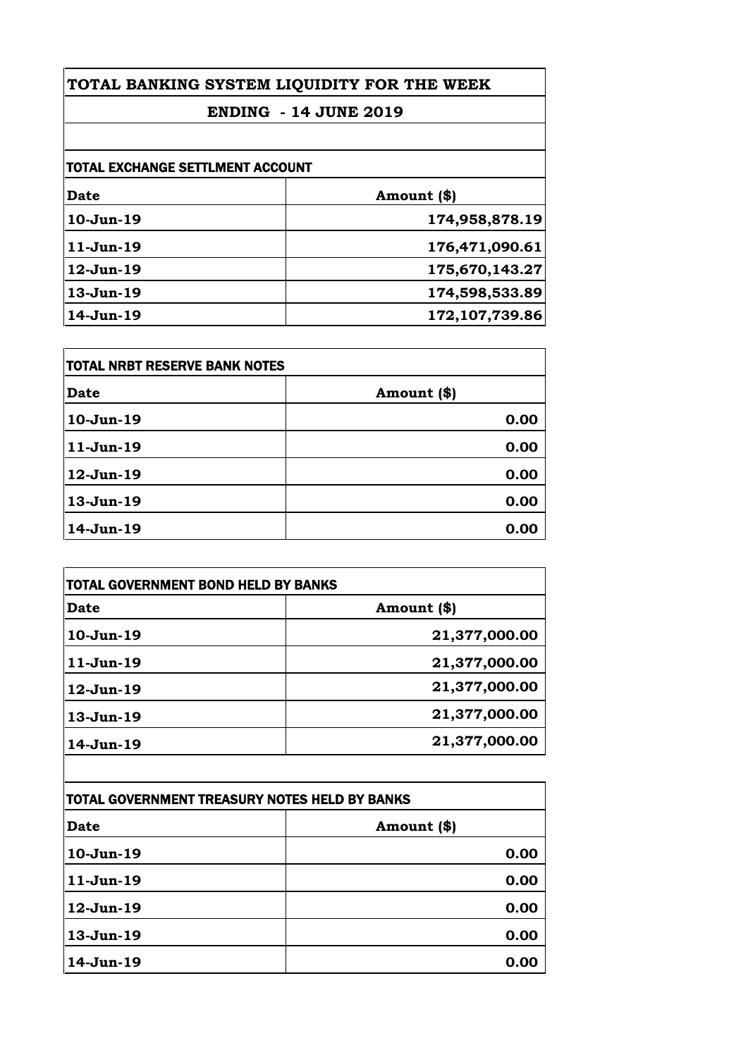# TOTAL BANKING SYSTEM LIQUIDITY FOR THE WEEK

## ENDING - 14 JUNE 2019

### TOTAL EXCHANGE SETTLMENT ACCOUNT

| Date | Amount ($) |
|---|---|
| 10-Jun-19 | 174,958,878.19 |
| 11-Jun-19 | 176,471,090.61 |
| 12-Jun-19 | 175,670,143.27 |
| 13-Jun-19 | 174,598,533.89 |
| 14-Jun-19 | 172,107,739.86 |

### TOTAL NRBT RESERVE BANK NOTES

| Date | Amount ($) |
|---|---|
| 10-Jun-19 | 0.00 |
| 11-Jun-19 | 0.00 |
| 12-Jun-19 | 0.00 |
| 13-Jun-19 | 0.00 |
| 14-Jun-19 | 0.00 |

### TOTAL GOVERNMENT BOND HELD BY BANKS

| Date | Amount ($) |
|---|---|
| 10-Jun-19 | 21,377,000.00 |
| 11-Jun-19 | 21,377,000.00 |
| 12-Jun-19 | 21,377,000.00 |
| 13-Jun-19 | 21,377,000.00 |
| 14-Jun-19 | 21,377,000.00 |

### TOTAL GOVERNMENT TREASURY NOTES HELD BY BANKS

| Date | Amount ($) |
|---|---|
| 10-Jun-19 | 0.00 |
| 11-Jun-19 | 0.00 |
| 12-Jun-19 | 0.00 |
| 13-Jun-19 | 0.00 |
| 14-Jun-19 | 0.00 |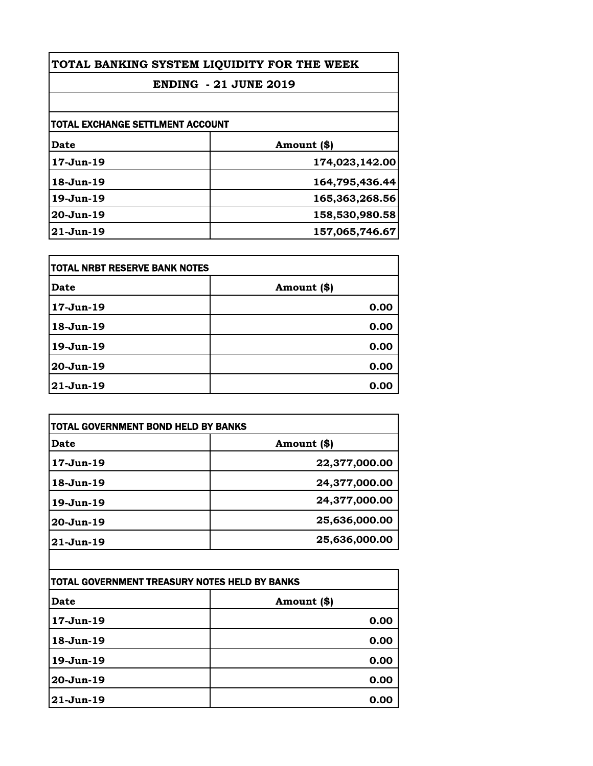# TOTAL BANKING SYSTEM LIQUIDITY FOR THE WEEK

## ENDING - 21 JUNE 2019

### TOTAL EXCHANGE SETTLMENT ACCOUNT

| Date | Amount ($) |
| --- | ---: |
| 17-Jun-19 | 174,023,142.00 |
| 18-Jun-19 | 164,795,436.44 |
| 19-Jun-19 | 165,363,268.56 |
| 20-Jun-19 | 158,530,980.58 |
| 21-Jun-19 | 157,065,746.67 |

### TOTAL NRBT RESERVE BANK NOTES

| Date | Amount ($) |
| --- | ---: |
| 17-Jun-19 | 0.00 |
| 18-Jun-19 | 0.00 |
| 19-Jun-19 | 0.00 |
| 20-Jun-19 | 0.00 |
| 21-Jun-19 | 0.00 |

### TOTAL GOVERNMENT BOND HELD BY BANKS

| Date | Amount ($) |
| --- | ---: |
| 17-Jun-19 | 22,377,000.00 |
| 18-Jun-19 | 24,377,000.00 |
| 19-Jun-19 | 24,377,000.00 |
| 20-Jun-19 | 25,636,000.00 |
| 21-Jun-19 | 25,636,000.00 |

### TOTAL GOVERNMENT TREASURY NOTES HELD BY BANKS

| Date | Amount ($) |
| --- | ---: |
| 17-Jun-19 | 0.00 |
| 18-Jun-19 | 0.00 |
| 19-Jun-19 | 0.00 |
| 20-Jun-19 | 0.00 |
| 21-Jun-19 | 0.00 |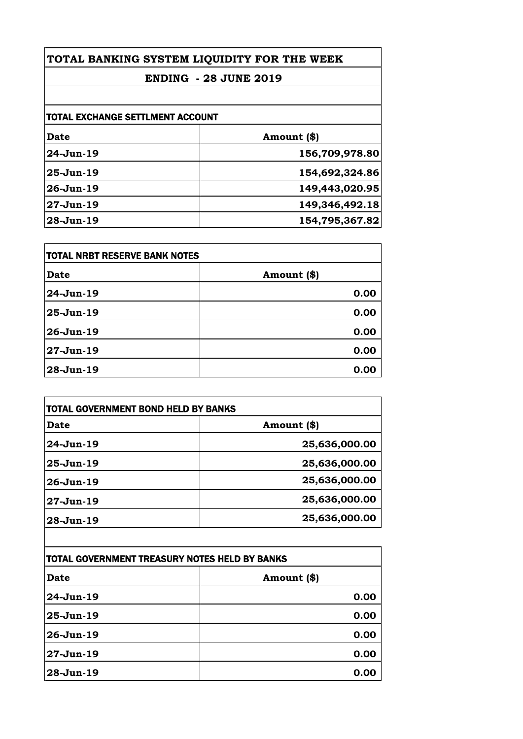# TOTAL BANKING SYSTEM LIQUIDITY FOR THE WEEK

## ENDING - 28 JUNE 2019

### TOTAL EXCHANGE SETTLMENT ACCOUNT

| Date | Amount ($) |
|---|---|
| 24-Jun-19 | 156,709,978.80 |
| 25-Jun-19 | 154,692,324.86 |
| 26-Jun-19 | 149,443,020.95 |
| 27-Jun-19 | 149,346,492.18 |
| 28-Jun-19 | 154,795,367.82 |

### TOTAL NRBT RESERVE BANK NOTES

| Date | Amount ($) |
|---|---|
| 24-Jun-19 | 0.00 |
| 25-Jun-19 | 0.00 |
| 26-Jun-19 | 0.00 |
| 27-Jun-19 | 0.00 |
| 28-Jun-19 | 0.00 |

### TOTAL GOVERNMENT BOND HELD BY BANKS

| Date | Amount ($) |
|---|---|
| 24-Jun-19 | 25,636,000.00 |
| 25-Jun-19 | 25,636,000.00 |
| 26-Jun-19 | 25,636,000.00 |
| 27-Jun-19 | 25,636,000.00 |
| 28-Jun-19 | 25,636,000.00 |

### TOTAL GOVERNMENT TREASURY NOTES HELD BY BANKS

| Date | Amount ($) |
|---|---|
| 24-Jun-19 | 0.00 |
| 25-Jun-19 | 0.00 |
| 26-Jun-19 | 0.00 |
| 27-Jun-19 | 0.00 |
| 28-Jun-19 | 0.00 |